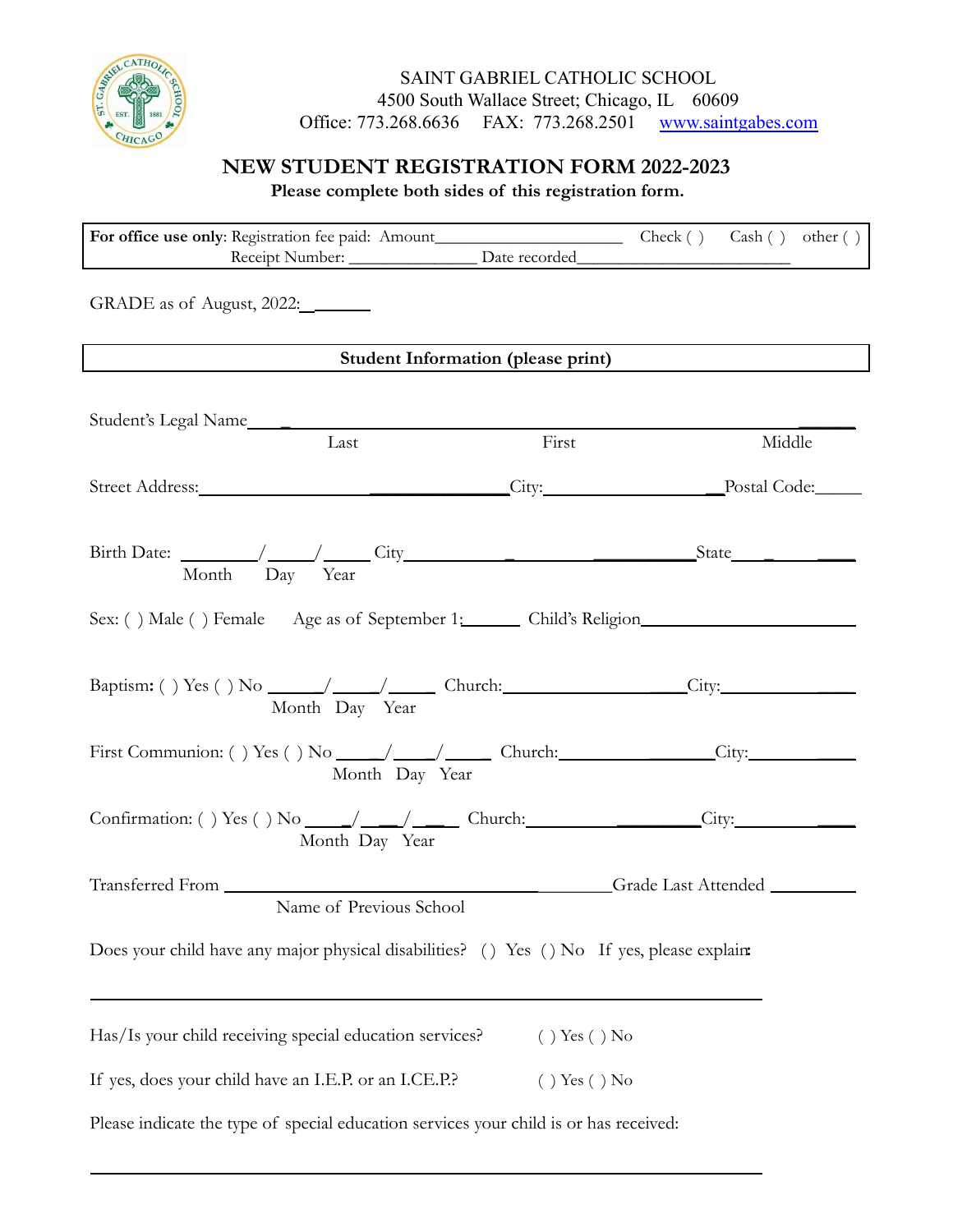SAINT GABRIEL CATHOLIC SCHOOL
4500 South Wallace Street; Chicago, IL 60609
Office: 773.268.6636 FAX: 773.268.2501 www.saintgabes.com

# NEW STUDENT REGISTRATION FORM 2022-2023

**Please complete both sides of this registration form.**

**For office use only**: Registration fee paid: Amount______________________ Check ( ) Cash ( ) other ( )
Receipt Number: _______________ Date recorded_________________________

GRADE as of August, 2022:__________

**Student Information (please print)**

Student's Legal Name_____________________________________________________________________
Last First Middle

Street Address:_____________________________________City:____________________Postal Code:_____

Birth Date: ________/_____/_____ City_________________________________State______________
Month Day Year

Sex: ( ) Male ( ) Female Age as of September 1:______ Child's Religion________________________

Baptism: ( ) Yes ( ) No ______/_____/_____ Church:______________________City:_______________
Month Day Year

First Communion: ( ) Yes ( ) No _____/_____/_____ Church:___________________City:_____________
Month Day Year

Confirmation: ( ) Yes ( ) No _____/_____/_____ Church:____________________City:______________
Month Day Year

Transferred From _____________________________________________Grade Last Attended __________
Name of Previous School

Does your child have any major physical disabilities? ( ) Yes ( ) No If yes, please explain:

_____________________________________________________________________________________

Has/Is your child receiving special education services? ( ) Yes ( ) No

If yes, does your child have an I.E.P. or an I.CE.P.? ( ) Yes ( ) No

Please indicate the type of special education services your child is or has received:

_____________________________________________________________________________________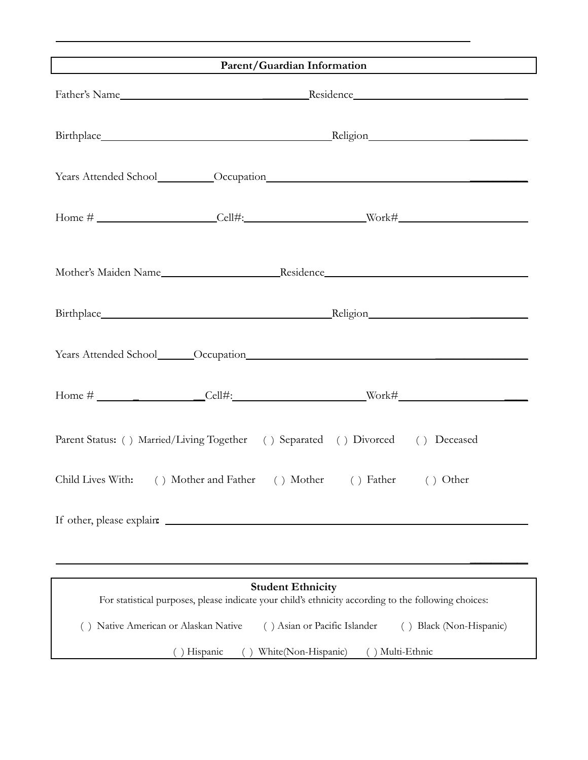## Parent/Guardian Information

Father's Name ____________________ Residence ____________________

Birthplace ____________________ Religion ____________________

Years Attended School __________ Occupation ____________________

Home # ____________________ Cell#: ____________________ Work# ____________________

Mother's Maiden Name ____________________ Residence ____________________

Birthplace ____________________ Religion ____________________

Years Attended School __________ Occupation ____________________

Home # ____________________ Cell#: ____________________ Work# ____________________

Parent Status: ( ) Married/Living Together ( ) Separated ( ) Divorced ( ) Deceased

Child Lives With: ( ) Mother and Father ( ) Mother ( ) Father ( ) Other

If other, please explain: ____________________________________________

____________________________________________

## Student Ethnicity

For statistical purposes, please indicate your child's ethnicity according to the following choices:

( ) Native American or Alaskan Native ( ) Asian or Pacific Islander ( ) Black (Non-Hispanic)

( ) Hispanic ( ) White(Non-Hispanic) ( ) Multi-Ethnic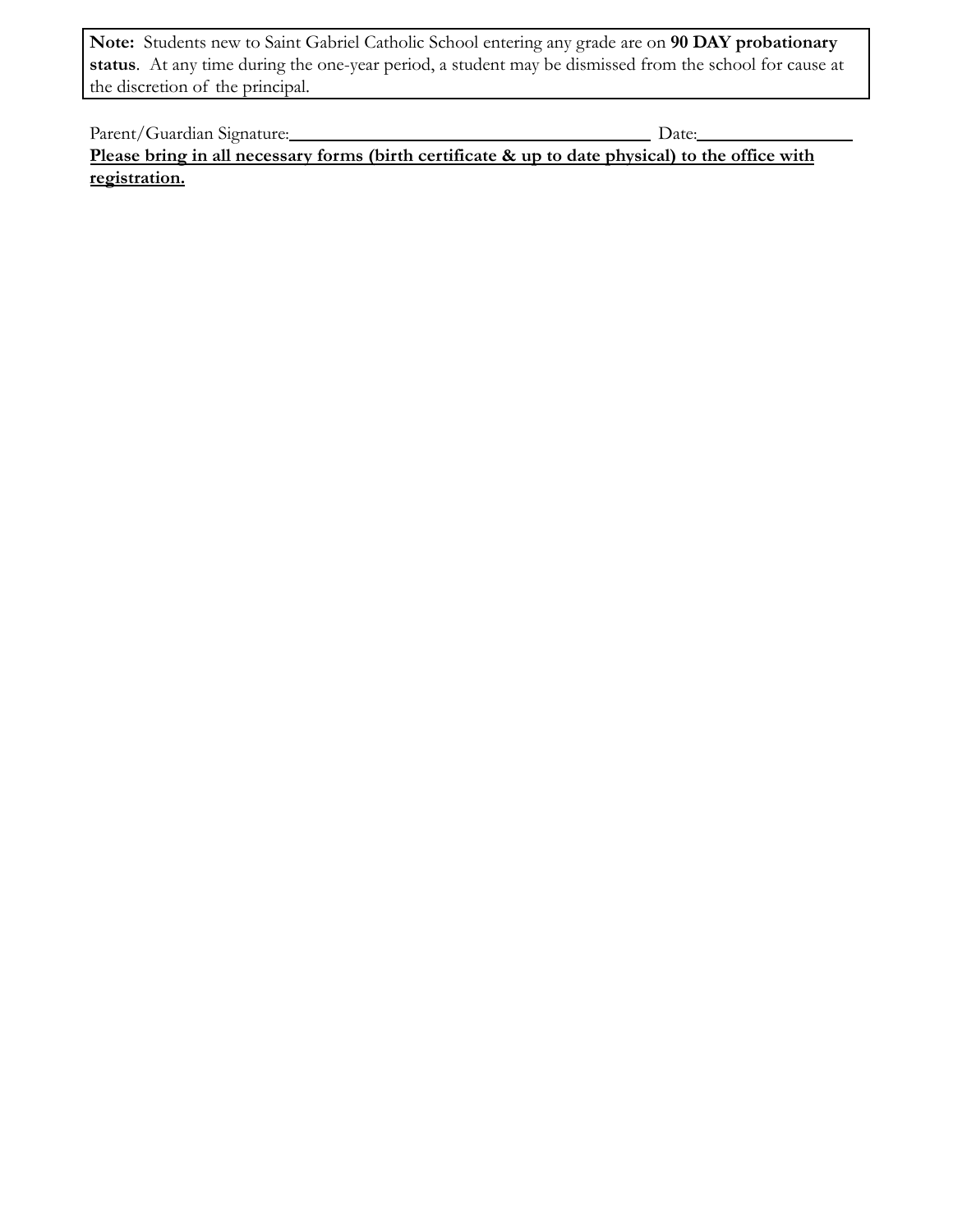**Note:** Students new to Saint Gabriel Catholic School entering any grade are on **90 DAY probationary status**. At any time during the one-year period, a student may be dismissed from the school for cause at the discretion of the principal.

Parent/Guardian Signature:\_\_\_\_\_\_\_\_\_\_\_\_\_\_\_\_\_\_\_\_\_\_\_\_\_\_\_\_\_\_\_\_\_\_\_\_\_\_\_\_ Date:\_\_\_\_\_\_\_\_\_\_\_\_\_\_\_\_

**Please bring in all necessary forms (birth certificate & up to date physical) to the office with registration.**